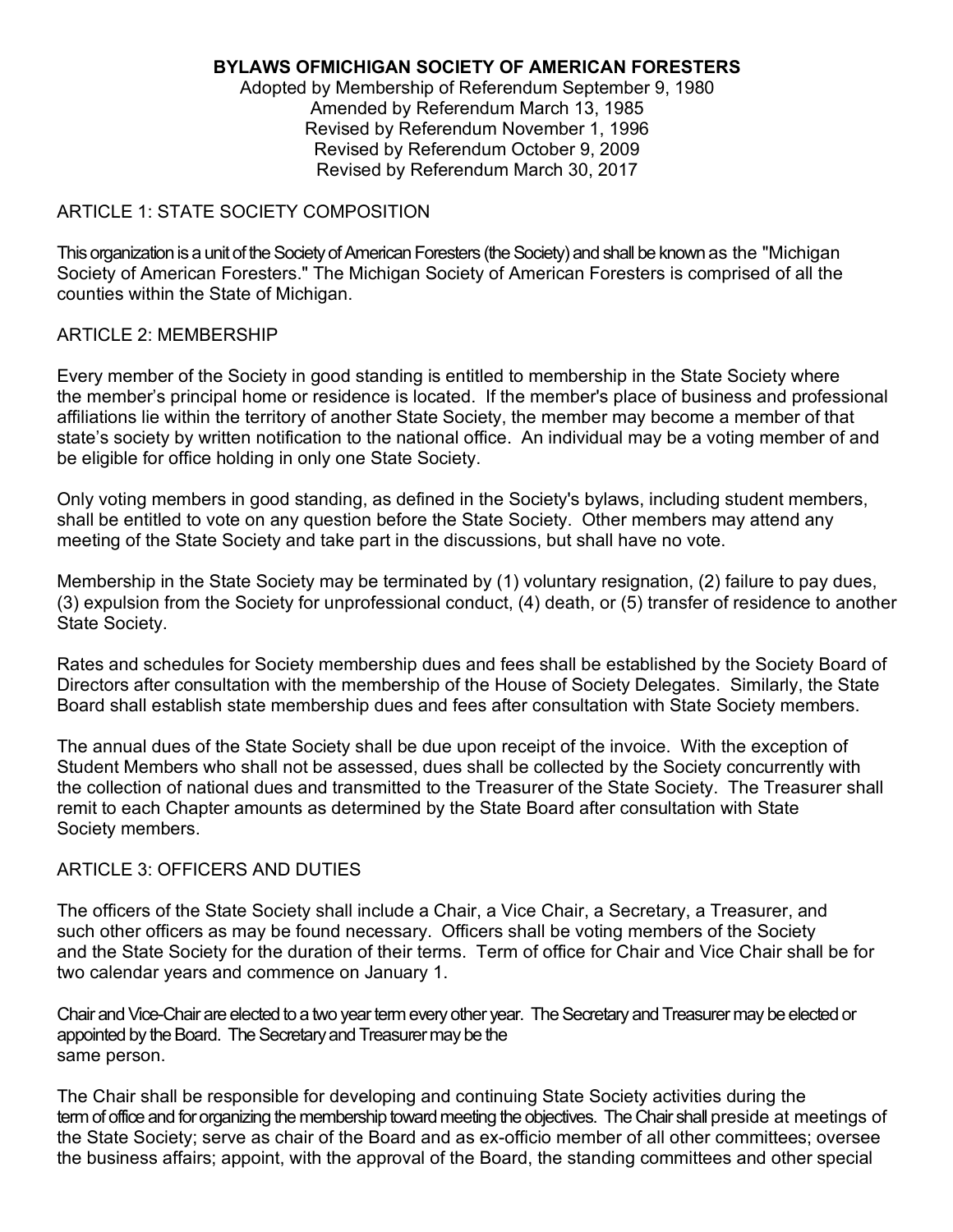# BYLAWS OFMICHIGAN SOCIETY OF AMERICAN FORESTERS

Adopted by Membership of Referendum September 9, 1980
Amended by Referendum March 13, 1985
Revised by Referendum November 1, 1996
Revised by Referendum October 9, 2009
Revised by Referendum March 30, 2017

## ARTICLE 1: STATE SOCIETY COMPOSITION

This organization is a unit of the Society of American Foresters (the Society) and shall be known as the "Michigan Society of American Foresters." The Michigan Society of American Foresters is comprised of all the counties within the State of Michigan.

## ARTICLE 2: MEMBERSHIP

Every member of the Society in good standing is entitled to membership in the State Society where the member's principal home or residence is located. If the member's place of business and professional affiliations lie within the territory of another State Society, the member may become a member of that state's society by written notification to the national office. An individual may be a voting member of and be eligible for office holding in only one State Society.

Only voting members in good standing, as defined in the Society's bylaws, including student members, shall be entitled to vote on any question before the State Society. Other members may attend any meeting of the State Society and take part in the discussions, but shall have no vote.

Membership in the State Society may be terminated by (1) voluntary resignation, (2) failure to pay dues, (3) expulsion from the Society for unprofessional conduct, (4) death, or (5) transfer of residence to another State Society.

Rates and schedules for Society membership dues and fees shall be established by the Society Board of Directors after consultation with the membership of the House of Society Delegates. Similarly, the State Board shall establish state membership dues and fees after consultation with State Society members.

The annual dues of the State Society shall be due upon receipt of the invoice. With the exception of Student Members who shall not be assessed, dues shall be collected by the Society concurrently with the collection of national dues and transmitted to the Treasurer of the State Society. The Treasurer shall remit to each Chapter amounts as determined by the State Board after consultation with State Society members.

## ARTICLE 3: OFFICERS AND DUTIES

The officers of the State Society shall include a Chair, a Vice Chair, a Secretary, a Treasurer, and such other officers as may be found necessary. Officers shall be voting members of the Society and the State Society for the duration of their terms. Term of office for Chair and Vice Chair shall be for two calendar years and commence on January 1.

Chair and Vice-Chair are elected to a two year term every other year. The Secretary and Treasurer may be elected or appointed by the Board. The Secretary and Treasurer may be the same person.

The Chair shall be responsible for developing and continuing State Society activities during the term of office and for organizing the membership toward meeting the objectives. The Chair shall preside at meetings of the State Society; serve as chair of the Board and as ex-officio member of all other committees; oversee the business affairs; appoint, with the approval of the Board, the standing committees and other special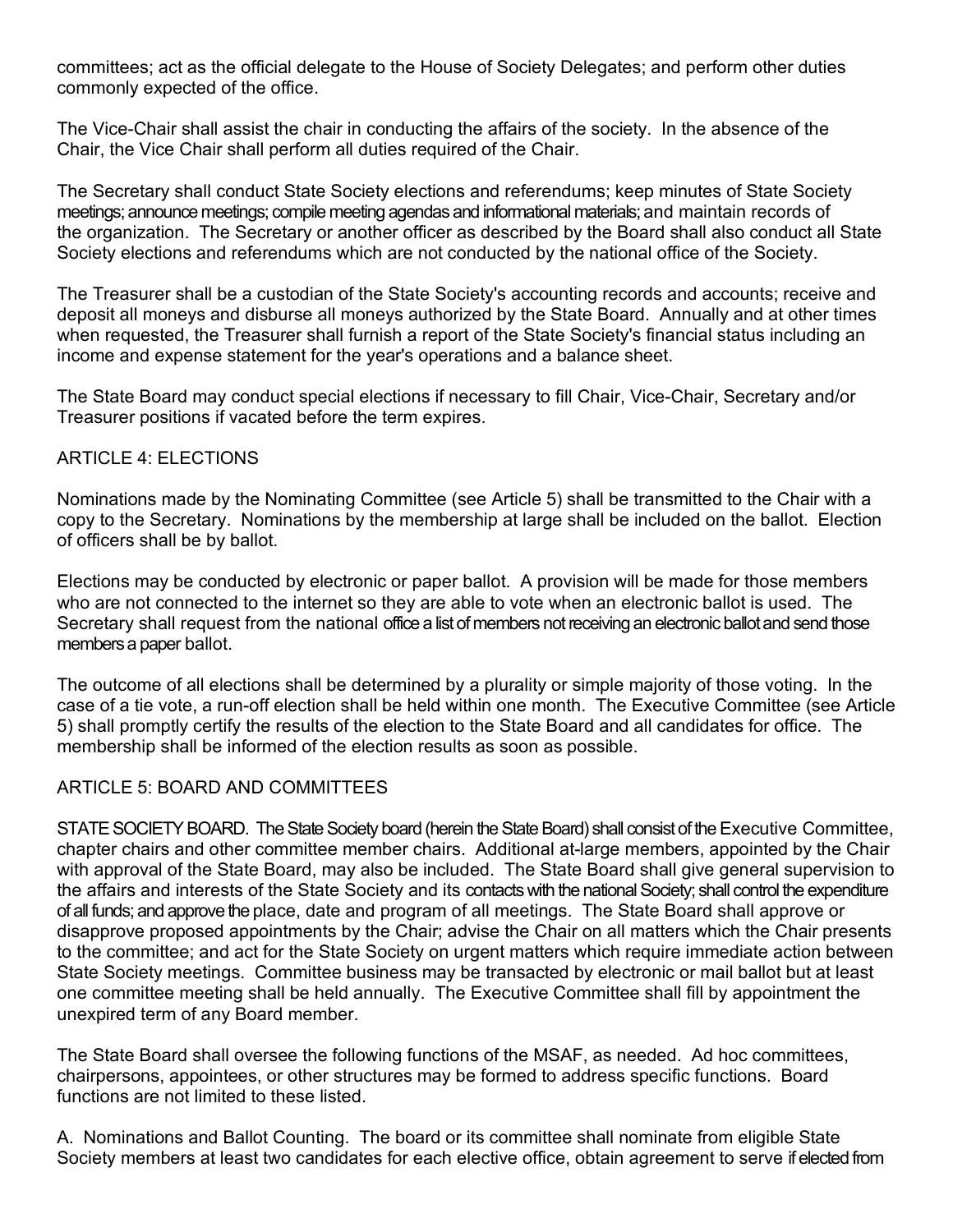committees; act as the official delegate to the House of Society Delegates; and perform other duties commonly expected of the office.

The Vice-Chair shall assist the chair in conducting the affairs of the society. In the absence of the Chair, the Vice Chair shall perform all duties required of the Chair.

The Secretary shall conduct State Society elections and referendums; keep minutes of State Society meetings; announce meetings; compile meeting agendas and informational materials; and maintain records of the organization. The Secretary or another officer as described by the Board shall also conduct all State Society elections and referendums which are not conducted by the national office of the Society.

The Treasurer shall be a custodian of the State Society's accounting records and accounts; receive and deposit all moneys and disburse all moneys authorized by the State Board. Annually and at other times when requested, the Treasurer shall furnish a report of the State Society's financial status including an income and expense statement for the year's operations and a balance sheet.

The State Board may conduct special elections if necessary to fill Chair, Vice-Chair, Secretary and/or Treasurer positions if vacated before the term expires.

## ARTICLE 4: ELECTIONS

Nominations made by the Nominating Committee (see Article 5) shall be transmitted to the Chair with a copy to the Secretary. Nominations by the membership at large shall be included on the ballot. Election of officers shall be by ballot.

Elections may be conducted by electronic or paper ballot. A provision will be made for those members who are not connected to the internet so they are able to vote when an electronic ballot is used. The Secretary shall request from the national office a list of members not receiving an electronic ballot and send those members a paper ballot.

The outcome of all elections shall be determined by a plurality or simple majority of those voting. In the case of a tie vote, a run-off election shall be held within one month. The Executive Committee (see Article 5) shall promptly certify the results of the election to the State Board and all candidates for office. The membership shall be informed of the election results as soon as possible.

## ARTICLE 5: BOARD AND COMMITTEES

STATE SOCIETY BOARD. The State Society board (herein the State Board) shall consist of the Executive Committee, chapter chairs and other committee member chairs. Additional at-large members, appointed by the Chair with approval of the State Board, may also be included. The State Board shall give general supervision to the affairs and interests of the State Society and its contacts with the national Society; shall control the expenditure of all funds; and approve the place, date and program of all meetings. The State Board shall approve or disapprove proposed appointments by the Chair; advise the Chair on all matters which the Chair presents to the committee; and act for the State Society on urgent matters which require immediate action between State Society meetings. Committee business may be transacted by electronic or mail ballot but at least one committee meeting shall be held annually. The Executive Committee shall fill by appointment the unexpired term of any Board member.

The State Board shall oversee the following functions of the MSAF, as needed. Ad hoc committees, chairpersons, appointees, or other structures may be formed to address specific functions. Board functions are not limited to these listed.

A. Nominations and Ballot Counting. The board or its committee shall nominate from eligible State Society members at least two candidates for each elective office, obtain agreement to serve if elected from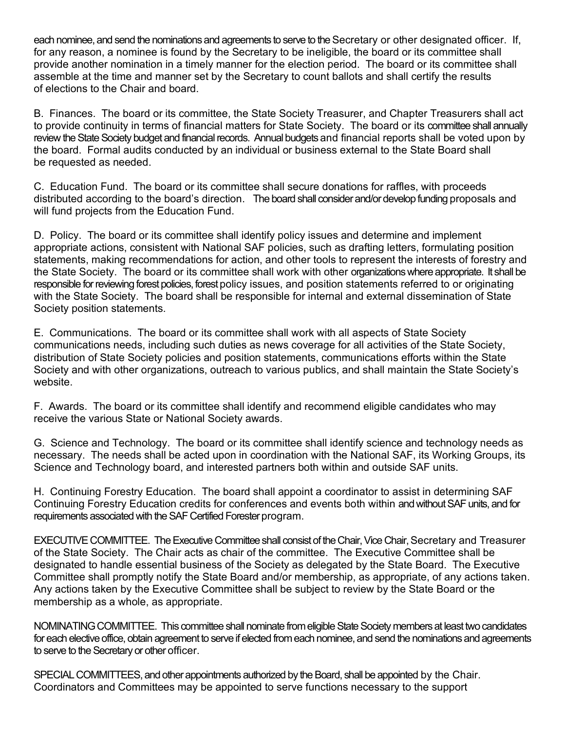each nominee, and send the nominations and agreements to serve to the Secretary or other designated officer. If, for any reason, a nominee is found by the Secretary to be ineligible, the board or its committee shall provide another nomination in a timely manner for the election period. The board or its committee shall assemble at the time and manner set by the Secretary to count ballots and shall certify the results of elections to the Chair and board.

B. Finances. The board or its committee, the State Society Treasurer, and Chapter Treasurers shall act to provide continuity in terms of financial matters for State Society. The board or its committee shall annually review the State Society budget and financial records. Annual budgets and financial reports shall be voted upon by the board. Formal audits conducted by an individual or business external to the State Board shall be requested as needed.

C. Education Fund. The board or its committee shall secure donations for raffles, with proceeds distributed according to the board's direction. The board shall consider and/or develop funding proposals and will fund projects from the Education Fund.

D. Policy. The board or its committee shall identify policy issues and determine and implement appropriate actions, consistent with National SAF policies, such as drafting letters, formulating position statements, making recommendations for action, and other tools to represent the interests of forestry and the State Society. The board or its committee shall work with other organizations where appropriate. It shall be responsible for reviewing forest policies, forest policy issues, and position statements referred to or originating with the State Society. The board shall be responsible for internal and external dissemination of State Society position statements.

E. Communications. The board or its committee shall work with all aspects of State Society communications needs, including such duties as news coverage for all activities of the State Society, distribution of State Society policies and position statements, communications efforts within the State Society and with other organizations, outreach to various publics, and shall maintain the State Society's website.

F. Awards. The board or its committee shall identify and recommend eligible candidates who may receive the various State or National Society awards.

G. Science and Technology. The board or its committee shall identify science and technology needs as necessary. The needs shall be acted upon in coordination with the National SAF, its Working Groups, its Science and Technology board, and interested partners both within and outside SAF units.

H. Continuing Forestry Education. The board shall appoint a coordinator to assist in determining SAF Continuing Forestry Education credits for conferences and events both within and without SAF units, and for requirements associated with the SAF Certified Forester program.

EXECUTIVE COMMITTEE. The Executive Committee shall consist of the Chair, Vice Chair, Secretary and Treasurer of the State Society. The Chair acts as chair of the committee. The Executive Committee shall be designated to handle essential business of the Society as delegated by the State Board. The Executive Committee shall promptly notify the State Board and/or membership, as appropriate, of any actions taken. Any actions taken by the Executive Committee shall be subject to review by the State Board or the membership as a whole, as appropriate.

NOMINATING COMMITTEE. This committee shall nominate from eligible State Society members at least two candidates for each elective office, obtain agreement to serve if elected from each nominee, and send the nominations and agreements to serve to the Secretary or other officer.

SPECIAL COMMITTEES, and other appointments authorized by the Board, shall be appointed by the Chair. Coordinators and Committees may be appointed to serve functions necessary to the support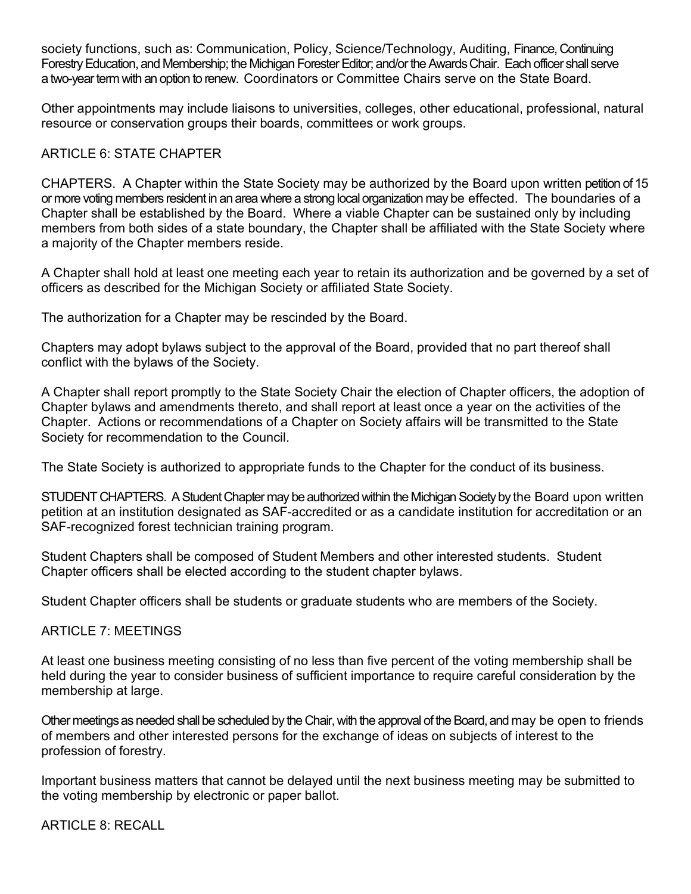society functions, such as: Communication, Policy, Science/Technology, Auditing, Finance, Continuing Forestry Education, and Membership; the Michigan Forester Editor; and/or the Awards Chair. Each officer shall serve a two-year term with an option to renew. Coordinators or Committee Chairs serve on the State Board.

Other appointments may include liaisons to universities, colleges, other educational, professional, natural resource or conservation groups their boards, committees or work groups.

## ARTICLE 6: STATE CHAPTER

CHAPTERS. A Chapter within the State Society may be authorized by the Board upon written petition of 15 or more voting members resident in an area where a strong local organization may be effected. The boundaries of a Chapter shall be established by the Board. Where a viable Chapter can be sustained only by including members from both sides of a state boundary, the Chapter shall be affiliated with the State Society where a majority of the Chapter members reside.

A Chapter shall hold at least one meeting each year to retain its authorization and be governed by a set of officers as described for the Michigan Society or affiliated State Society.

The authorization for a Chapter may be rescinded by the Board.

Chapters may adopt bylaws subject to the approval of the Board, provided that no part thereof shall conflict with the bylaws of the Society.

A Chapter shall report promptly to the State Society Chair the election of Chapter officers, the adoption of Chapter bylaws and amendments thereto, and shall report at least once a year on the activities of the Chapter. Actions or recommendations of a Chapter on Society affairs will be transmitted to the State Society for recommendation to the Council.

The State Society is authorized to appropriate funds to the Chapter for the conduct of its business.

STUDENT CHAPTERS. A Student Chapter may be authorized within the Michigan Society by the Board upon written petition at an institution designated as SAF-accredited or as a candidate institution for accreditation or an SAF-recognized forest technician training program.

Student Chapters shall be composed of Student Members and other interested students. Student Chapter officers shall be elected according to the student chapter bylaws.

Student Chapter officers shall be students or graduate students who are members of the Society.

## ARTICLE 7: MEETINGS

At least one business meeting consisting of no less than five percent of the voting membership shall be held during the year to consider business of sufficient importance to require careful consideration by the membership at large.

Other meetings as needed shall be scheduled by the Chair, with the approval of the Board, and may be open to friends of members and other interested persons for the exchange of ideas on subjects of interest to the profession of forestry.

Important business matters that cannot be delayed until the next business meeting may be submitted to the voting membership by electronic or paper ballot.

## ARTICLE 8: RECALL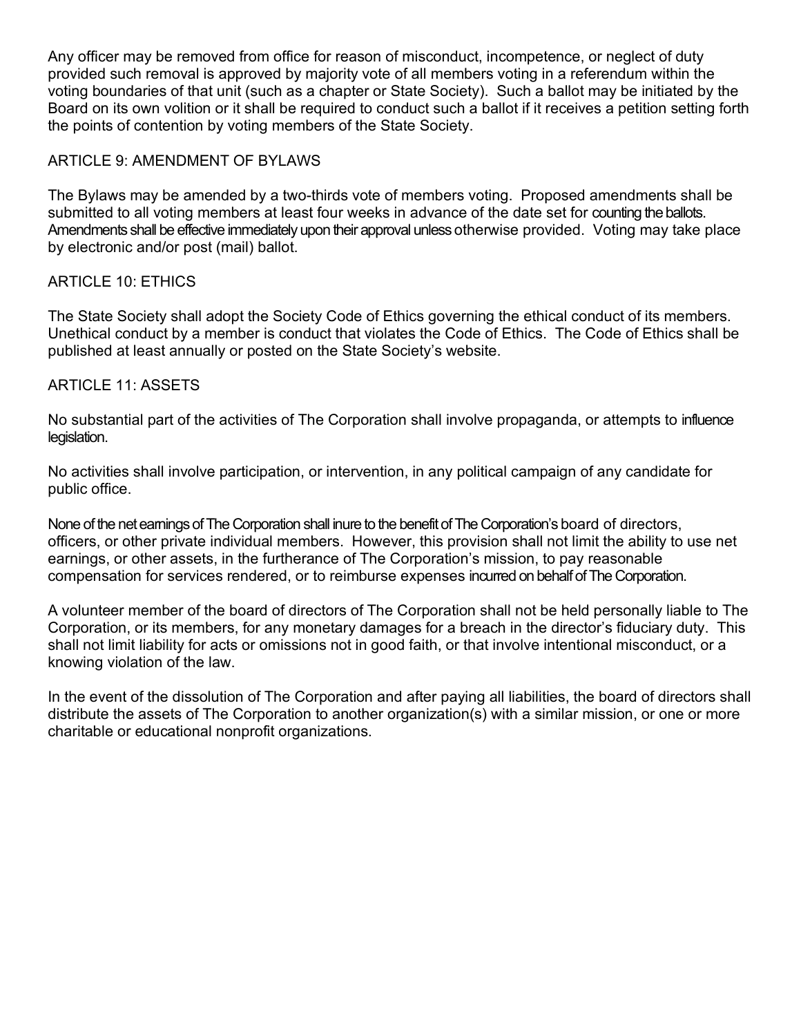Any officer may be removed from office for reason of misconduct, incompetence, or neglect of duty provided such removal is approved by majority vote of all members voting in a referendum within the voting boundaries of that unit (such as a chapter or State Society). Such a ballot may be initiated by the Board on its own volition or it shall be required to conduct such a ballot if it receives a petition setting forth the points of contention by voting members of the State Society.

## ARTICLE 9: AMENDMENT OF BYLAWS

The Bylaws may be amended by a two-thirds vote of members voting. Proposed amendments shall be submitted to all voting members at least four weeks in advance of the date set for counting the ballots. Amendments shall be effective immediately upon their approval unless otherwise provided. Voting may take place by electronic and/or post (mail) ballot.

## ARTICLE 10: ETHICS

The State Society shall adopt the Society Code of Ethics governing the ethical conduct of its members. Unethical conduct by a member is conduct that violates the Code of Ethics. The Code of Ethics shall be published at least annually or posted on the State Society's website.

## ARTICLE 11: ASSETS

No substantial part of the activities of The Corporation shall involve propaganda, or attempts to influence legislation.

No activities shall involve participation, or intervention, in any political campaign of any candidate for public office.

None of the net earnings of The Corporation shall inure to the benefit of The Corporation's board of directors, officers, or other private individual members. However, this provision shall not limit the ability to use net earnings, or other assets, in the furtherance of The Corporation's mission, to pay reasonable compensation for services rendered, or to reimburse expenses incurred on behalf of The Corporation.

A volunteer member of the board of directors of The Corporation shall not be held personally liable to The Corporation, or its members, for any monetary damages for a breach in the director's fiduciary duty. This shall not limit liability for acts or omissions not in good faith, or that involve intentional misconduct, or a knowing violation of the law.

In the event of the dissolution of The Corporation and after paying all liabilities, the board of directors shall distribute the assets of The Corporation to another organization(s) with a similar mission, or one or more charitable or educational nonprofit organizations.